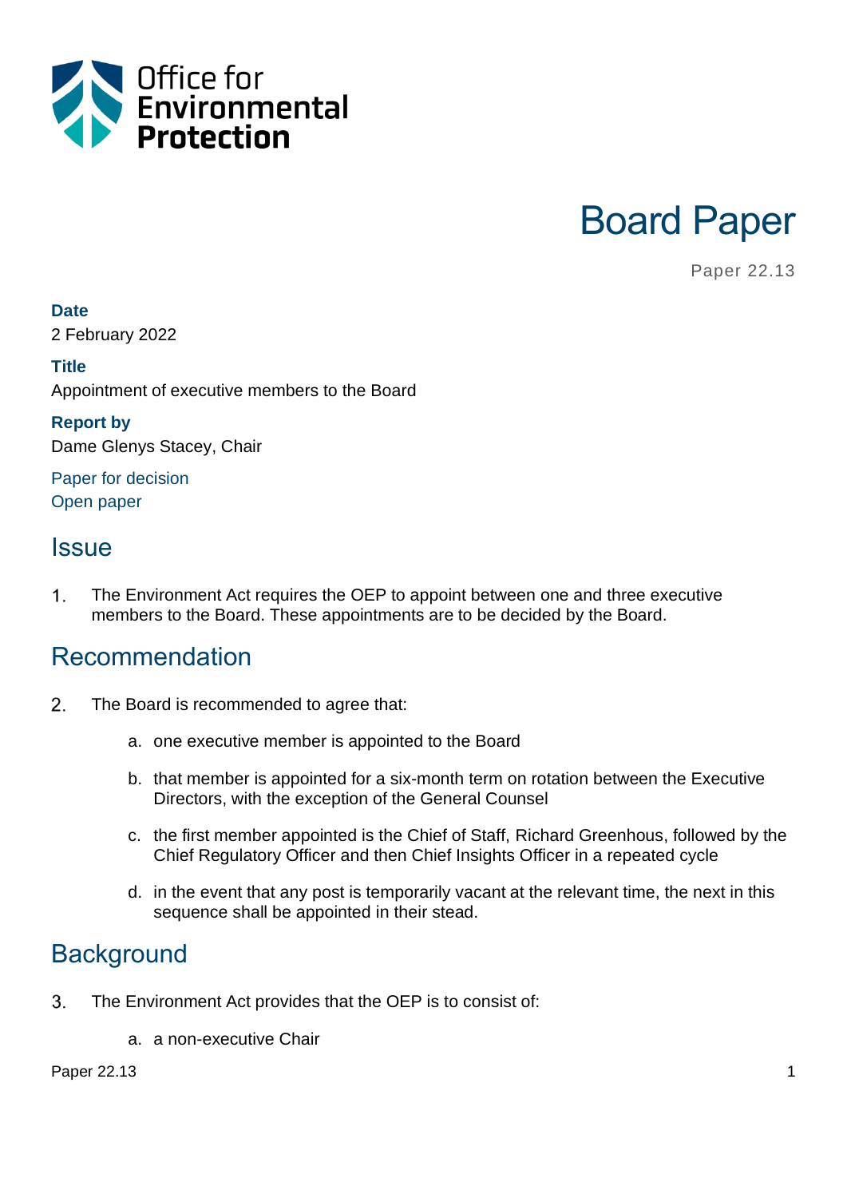Office for Environmental Protection

# Board Paper

Paper 22.13

**Date**
2 February 2022

**Title**
Appointment of executive members to the Board

**Report by**
Dame Glenys Stacey, Chair

Paper for decision
Open paper

## Issue

1. The Environment Act requires the OEP to appoint between one and three executive members to the Board. These appointments are to be decided by the Board.

## Recommendation

2. The Board is recommended to agree that:

   a. one executive member is appointed to the Board

   b. that member is appointed for a six-month term on rotation between the Executive Directors, with the exception of the General Counsel

   c. the first member appointed is the Chief of Staff, Richard Greenhous, followed by the Chief Regulatory Officer and then Chief Insights Officer in a repeated cycle

   d. in the event that any post is temporarily vacant at the relevant time, the next in this sequence shall be appointed in their stead.

## Background

3. The Environment Act provides that the OEP is to consist of:

   a. a non-executive Chair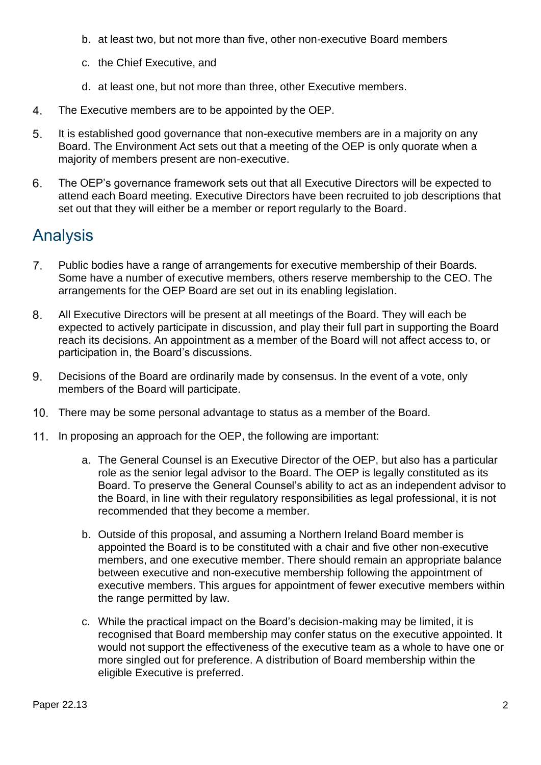b. at least two, but not more than five, other non-executive Board members

c. the Chief Executive, and

d. at least one, but not more than three, other Executive members.

4. The Executive members are to be appointed by the OEP.

5. It is established good governance that non-executive members are in a majority on any Board. The Environment Act sets out that a meeting of the OEP is only quorate when a majority of members present are non-executive.

6. The OEP's governance framework sets out that all Executive Directors will be expected to attend each Board meeting. Executive Directors have been recruited to job descriptions that set out that they will either be a member or report regularly to the Board.

## Analysis

7. Public bodies have a range of arrangements for executive membership of their Boards. Some have a number of executive members, others reserve membership to the CEO. The arrangements for the OEP Board are set out in its enabling legislation.

8. All Executive Directors will be present at all meetings of the Board. They will each be expected to actively participate in discussion, and play their full part in supporting the Board reach its decisions. An appointment as a member of the Board will not affect access to, or participation in, the Board's discussions.

9. Decisions of the Board are ordinarily made by consensus. In the event of a vote, only members of the Board will participate.

10. There may be some personal advantage to status as a member of the Board.

11. In proposing an approach for the OEP, the following are important:

    a. The General Counsel is an Executive Director of the OEP, but also has a particular role as the senior legal advisor to the Board. The OEP is legally constituted as its Board. To preserve the General Counsel's ability to act as an independent advisor to the Board, in line with their regulatory responsibilities as legal professional, it is not recommended that they become a member.

    b. Outside of this proposal, and assuming a Northern Ireland Board member is appointed the Board is to be constituted with a chair and five other non-executive members, and one executive member. There should remain an appropriate balance between executive and non-executive membership following the appointment of executive members. This argues for appointment of fewer executive members within the range permitted by law.

    c. While the practical impact on the Board's decision-making may be limited, it is recognised that Board membership may confer status on the executive appointed. It would not support the effectiveness of the executive team as a whole to have one or more singled out for preference. A distribution of Board membership within the eligible Executive is preferred.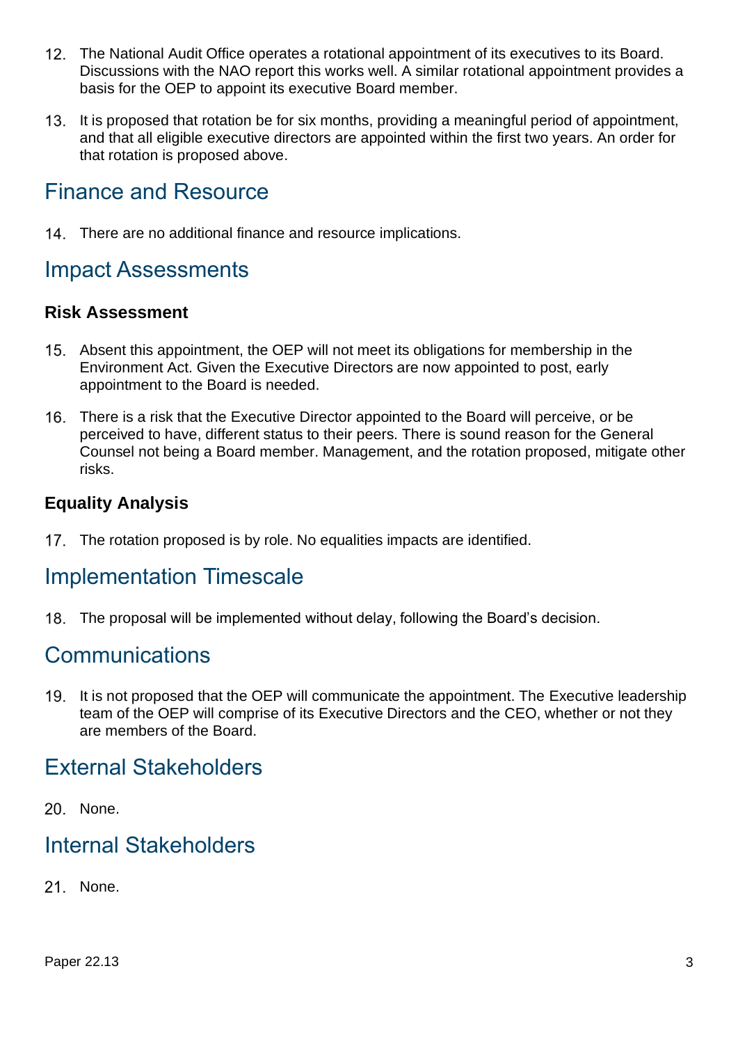12. The National Audit Office operates a rotational appointment of its executives to its Board. Discussions with the NAO report this works well. A similar rotational appointment provides a basis for the OEP to appoint its executive Board member.

13. It is proposed that rotation be for six months, providing a meaningful period of appointment, and that all eligible executive directors are appointed within the first two years. An order for that rotation is proposed above.

## Finance and Resource

14. There are no additional finance and resource implications.

## Impact Assessments

### Risk Assessment

15. Absent this appointment, the OEP will not meet its obligations for membership in the Environment Act. Given the Executive Directors are now appointed to post, early appointment to the Board is needed.

16. There is a risk that the Executive Director appointed to the Board will perceive, or be perceived to have, different status to their peers. There is sound reason for the General Counsel not being a Board member. Management, and the rotation proposed, mitigate other risks.

### Equality Analysis

17. The rotation proposed is by role. No equalities impacts are identified.

## Implementation Timescale

18. The proposal will be implemented without delay, following the Board's decision.

## Communications

19. It is not proposed that the OEP will communicate the appointment. The Executive leadership team of the OEP will comprise of its Executive Directors and the CEO, whether or not they are members of the Board.

## External Stakeholders

20. None.

## Internal Stakeholders

21. None.

Paper 22.13